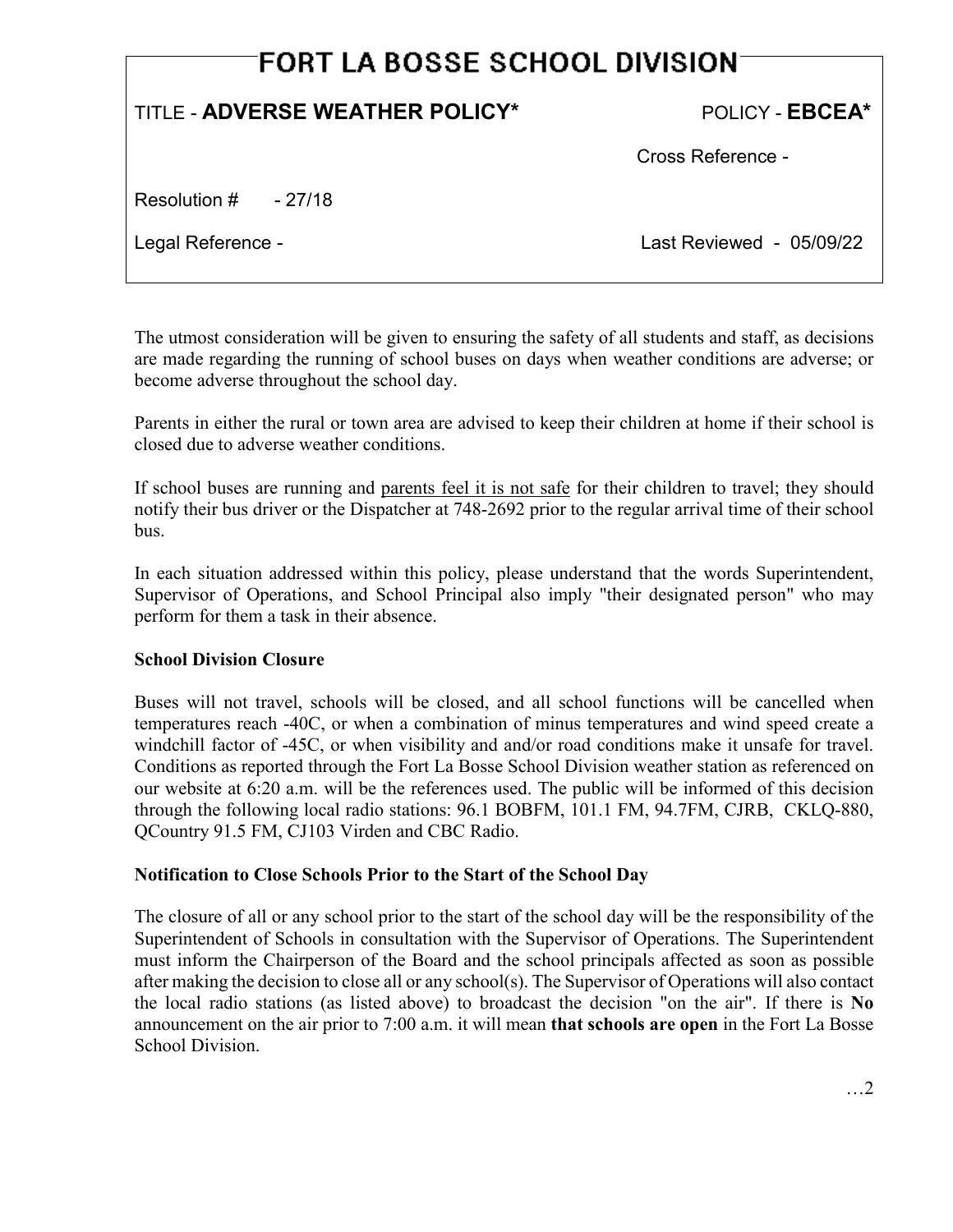# FORT LA BOSSE SCHOOL DIVISION

| TITLE - **ADVERSE WEATHER POLICY*** | POLICY - **EBCEA*** |
| --- | --- |
| | Cross Reference - |
| Resolution # - 27/18 | |
| Legal Reference - | Last Reviewed - 05/09/22 |

The utmost consideration will be given to ensuring the safety of all students and staff, as decisions are made regarding the running of school buses on days when weather conditions are adverse; or become adverse throughout the school day.

Parents in either the rural or town area are advised to keep their children at home if their school is closed due to adverse weather conditions.

If school buses are running and parents feel it is not safe for their children to travel; they should notify their bus driver or the Dispatcher at 748-2692 prior to the regular arrival time of their school bus.

In each situation addressed within this policy, please understand that the words Superintendent, Supervisor of Operations, and School Principal also imply "their designated person" who may perform for them a task in their absence.

**School Division Closure**

Buses will not travel, schools will be closed, and all school functions will be cancelled when temperatures reach -40C, or when a combination of minus temperatures and wind speed create a windchill factor of -45C, or when visibility and and/or road conditions make it unsafe for travel. Conditions as reported through the Fort La Bosse School Division weather station as referenced on our website at 6:20 a.m. will be the references used. The public will be informed of this decision through the following local radio stations: 96.1 BOBFM, 101.1 FM, 94.7FM, CJRB, CKLQ-880, QCountry 91.5 FM, CJ103 Virden and CBC Radio.

**Notification to Close Schools Prior to the Start of the School Day**

The closure of all or any school prior to the start of the school day will be the responsibility of the Superintendent of Schools in consultation with the Supervisor of Operations. The Superintendent must inform the Chairperson of the Board and the school principals affected as soon as possible after making the decision to close all or any school(s). The Supervisor of Operations will also contact the local radio stations (as listed above) to broadcast the decision "on the air". If there is **No** announcement on the air prior to 7:00 a.m. it will mean **that schools are open** in the Fort La Bosse School Division.

…2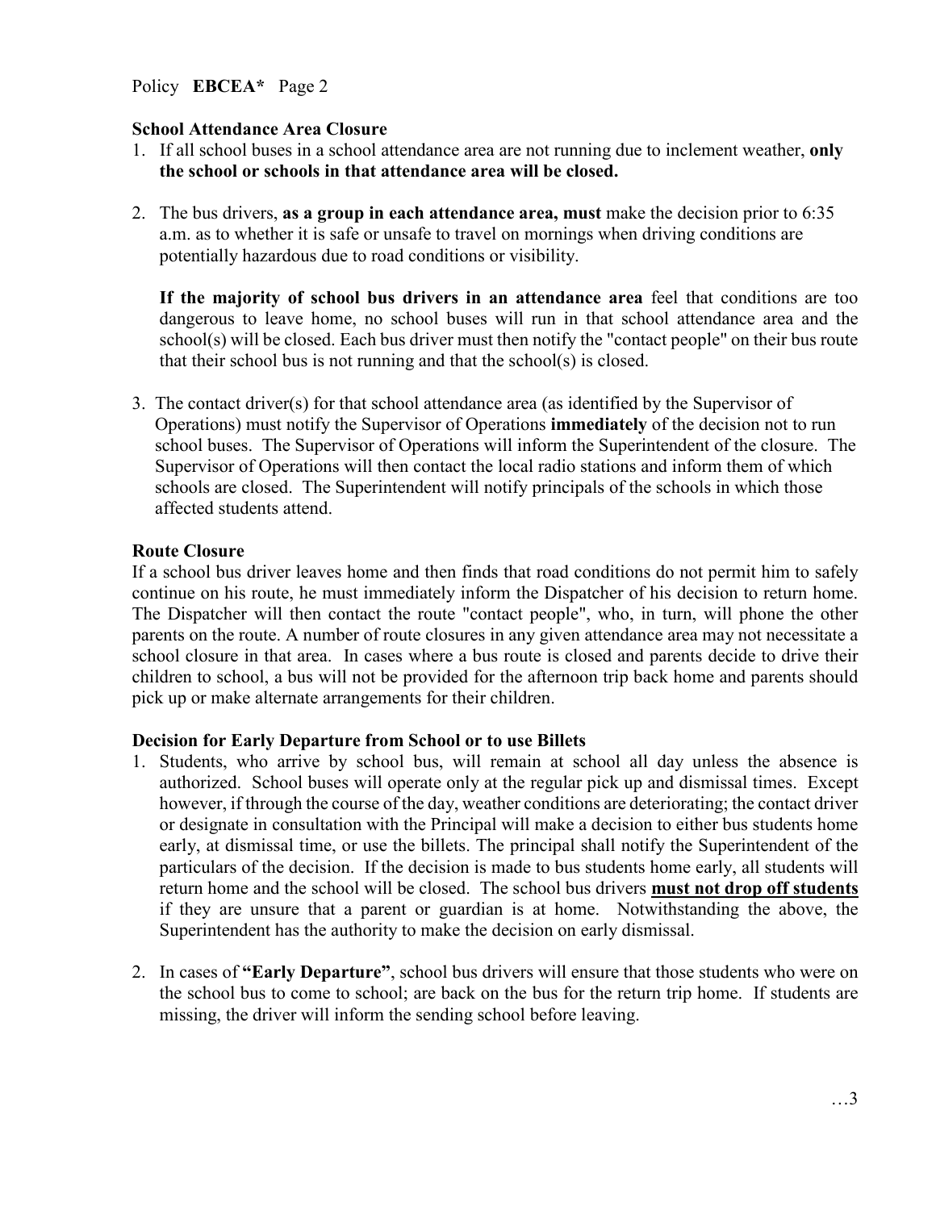### School Attendance Area Closure

1. If all school buses in a school attendance area are not running due to inclement weather, **only the school or schools in that attendance area will be closed.**

2. The bus drivers, **as a group in each attendance area, must** make the decision prior to 6:35 a.m. as to whether it is safe or unsafe to travel on mornings when driving conditions are potentially hazardous due to road conditions or visibility.

   **If the majority of school bus drivers in an attendance area** feel that conditions are too dangerous to leave home, no school buses will run in that school attendance area and the school(s) will be closed. Each bus driver must then notify the "contact people" on their bus route that their school bus is not running and that the school(s) is closed.

3. The contact driver(s) for that school attendance area (as identified by the Supervisor of Operations) must notify the Supervisor of Operations **immediately** of the decision not to run school buses. The Supervisor of Operations will inform the Superintendent of the closure. The Supervisor of Operations will then contact the local radio stations and inform them of which schools are closed. The Superintendent will notify principals of the schools in which those affected students attend.

### Route Closure

If a school bus driver leaves home and then finds that road conditions do not permit him to safely continue on his route, he must immediately inform the Dispatcher of his decision to return home. The Dispatcher will then contact the route "contact people", who, in turn, will phone the other parents on the route. A number of route closures in any given attendance area may not necessitate a school closure in that area. In cases where a bus route is closed and parents decide to drive their children to school, a bus will not be provided for the afternoon trip back home and parents should pick up or make alternate arrangements for their children.

### Decision for Early Departure from School or to use Billets

1. Students, who arrive by school bus, will remain at school all day unless the absence is authorized. School buses will operate only at the regular pick up and dismissal times. Except however, if through the course of the day, weather conditions are deteriorating; the contact driver or designate in consultation with the Principal will make a decision to either bus students home early, at dismissal time, or use the billets. The principal shall notify the Superintendent of the particulars of the decision. If the decision is made to bus students home early, all students will return home and the school will be closed. The school bus drivers **must not drop off students** if they are unsure that a parent or guardian is at home. Notwithstanding the above, the Superintendent has the authority to make the decision on early dismissal.

2. In cases of **"Early Departure"**, school bus drivers will ensure that those students who were on the school bus to come to school; are back on the bus for the return trip home. If students are missing, the driver will inform the sending school before leaving.

…3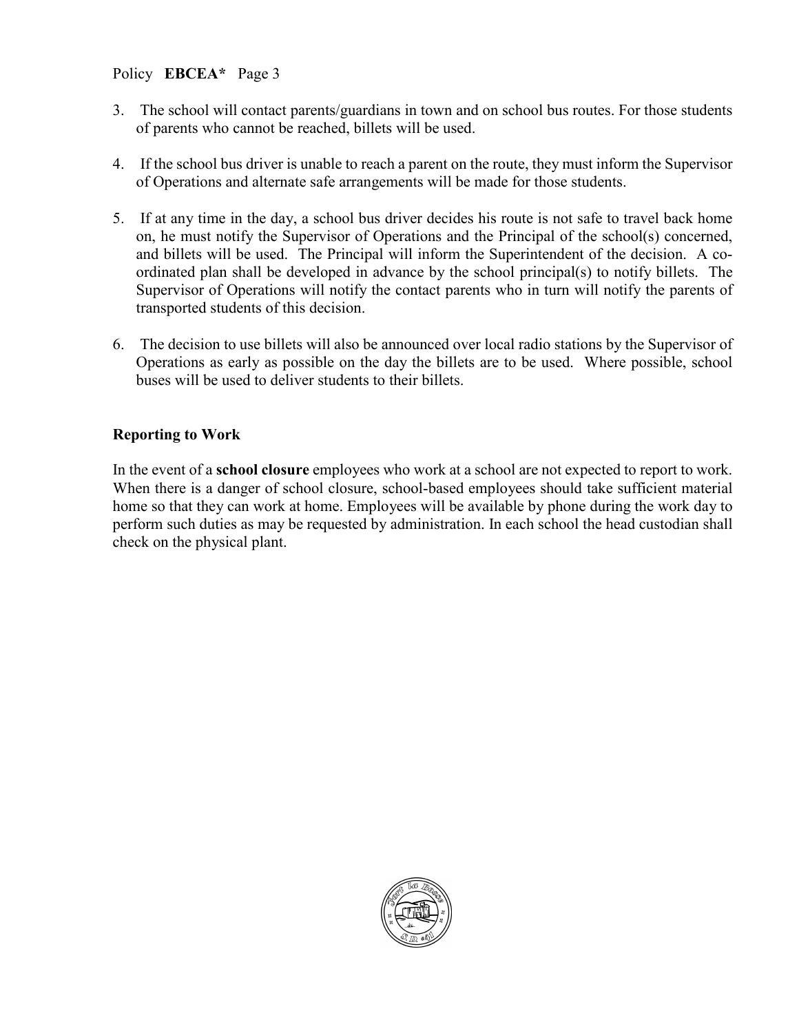3. The school will contact parents/guardians in town and on school bus routes. For those students of parents who cannot be reached, billets will be used.

4. If the school bus driver is unable to reach a parent on the route, they must inform the Supervisor of Operations and alternate safe arrangements will be made for those students.

5. If at any time in the day, a school bus driver decides his route is not safe to travel back home on, he must notify the Supervisor of Operations and the Principal of the school(s) concerned, and billets will be used. The Principal will inform the Superintendent of the decision. A co-ordinated plan shall be developed in advance by the school principal(s) to notify billets. The Supervisor of Operations will notify the contact parents who in turn will notify the parents of transported students of this decision.

6. The decision to use billets will also be announced over local radio stations by the Supervisor of Operations as early as possible on the day the billets are to be used. Where possible, school buses will be used to deliver students to their billets.

## Reporting to Work

In the event of a **school closure** employees who work at a school are not expected to report to work. When there is a danger of school closure, school-based employees should take sufficient material home so that they can work at home. Employees will be available by phone during the work day to perform such duties as may be requested by administration. In each school the head custodian shall check on the physical plant.